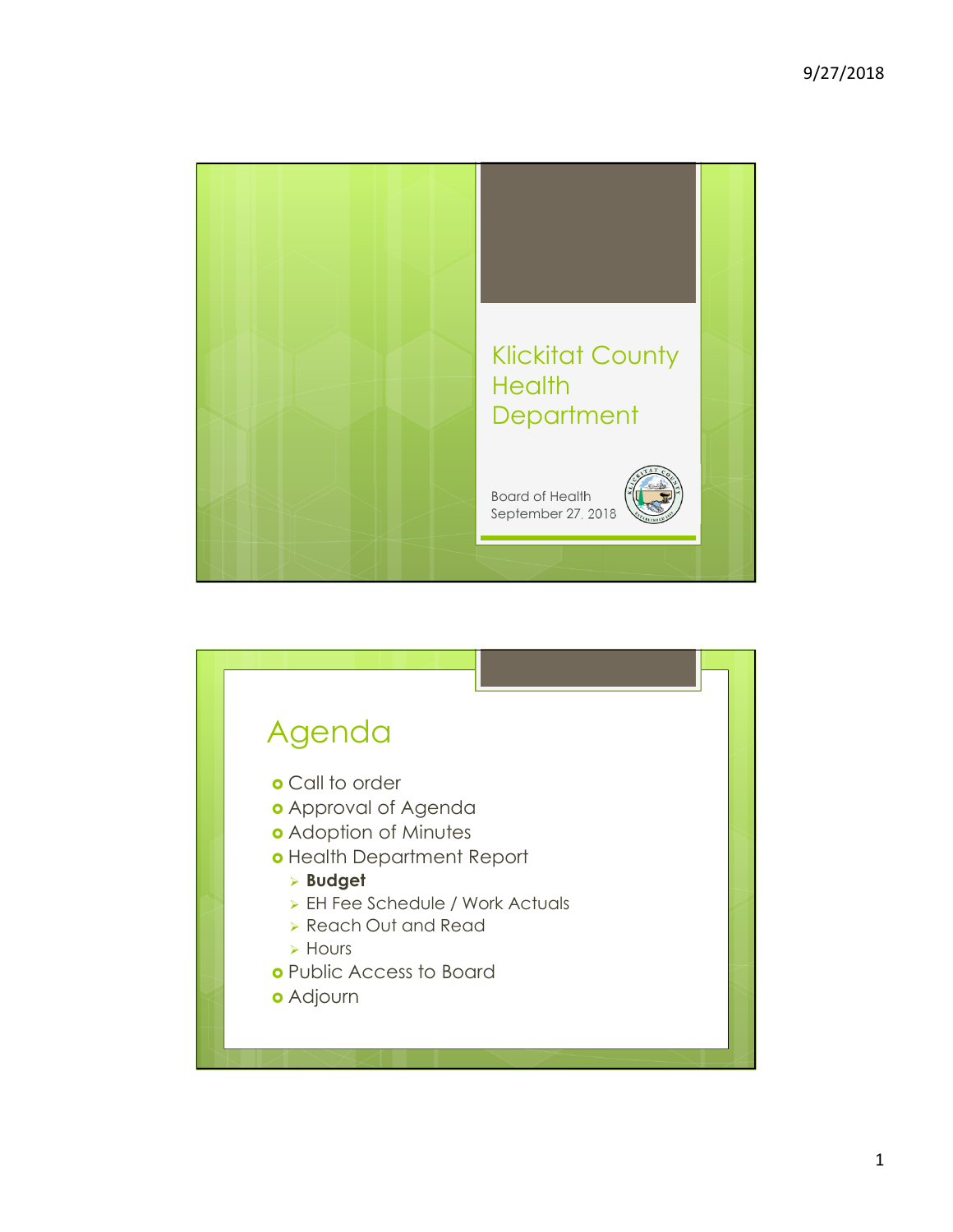# Klickitat County Health Department

Board of Health
September 27, 2018

## Agenda

- Call to order
- Approval of Agenda
- Adoption of Minutes
- Health Department Report
  - **Budget**
  - EH Fee Schedule / Work Actuals
  - Reach Out and Read
  - Hours
- Public Access to Board
- Adjourn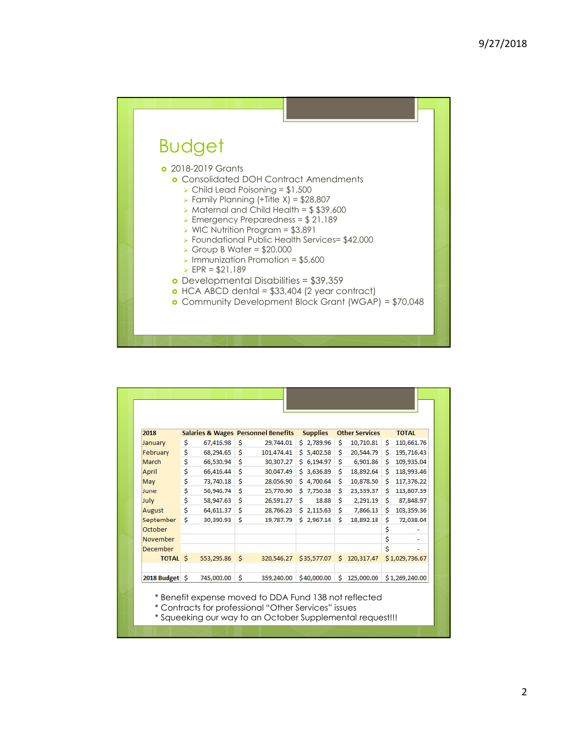# Budget

- 2018-2019 Grants
  - Consolidated DOH Contract Amendments
    - Child Lead Poisoning = $1,500
    - Family Planning (+Title X) = $28,807
    - Maternal and Child Health = $ $39,600
    - Emergency Preparedness = $ 21,189
    - WIC Nutrition Program = $3,891
    - Foundational Public Health Services= $42,000
    - Group B Water = $20,000
    - Immunization Promotion = $5,600
    - EPR = $21,189
  - Developmental Disabilities = $39,359
  - HCA ABCD dental = $33,404 (2 year contract)
  - Community Development Block Grant (WGAP) = $70,048

| 2018 | Salaries & Wages | Personnel Benefits | Supplies | Other Services | TOTAL |
|---|---|---|---|---|---|
| January | $ 67,416.98 | $ 29,744.01 | $ 2,789.96 | $ 10,710.81 | $ 110,661.76 |
| February | $ 68,294.65 | $ 101,474.41 | $ 5,402.58 | $ 20,544.79 | $ 195,716.43 |
| March | $ 66,530.94 | $ 30,307.27 | $ 6,194.97 | $ 6,901.86 | $ 109,935.04 |
| April | $ 66,416.44 | $ 30,047.49 | $ 3,636.89 | $ 18,892.64 | $ 118,993.46 |
| May | $ 73,740.18 | $ 28,056.90 | $ 4,700.64 | $ 10,878.50 | $ 117,376.22 |
| June | $ 56,946.74 | $ 25,770.90 | $ 7,750.38 | $ 23,339.37 | $ 113,807.39 |
| July | $ 58,947.63 | $ 26,591.27 | $ 18.88 | $ 2,291.19 | $ 87,848.97 |
| August | $ 64,611.37 | $ 28,766.23 | $ 2,115.63 | $ 7,866.13 | $ 103,359.36 |
| September | $ 30,390.93 | $ 19,787.79 | $ 2,967.14 | $ 18,892.18 | $ 72,038.04 |
| October | | | | | $ - |
| November | | | | | $ - |
| December | | | | | $ - |
| TOTAL | $ 553,295.86 | $ 320,546.27 | $35,577.07 | $ 120,317.47 | $ 1,029,736.67 |
| | | | | | |
| 2018 Budget | $ 745,000.00 | $ 359,240.00 | $40,000.00 | $ 125,000.00 | $ 1,269,240.00 |

\* Benefit expense moved to DDA Fund 138 not reflected
\* Contracts for professional "Other Services" issues
\* Squeeking our way to an October Supplemental request!!!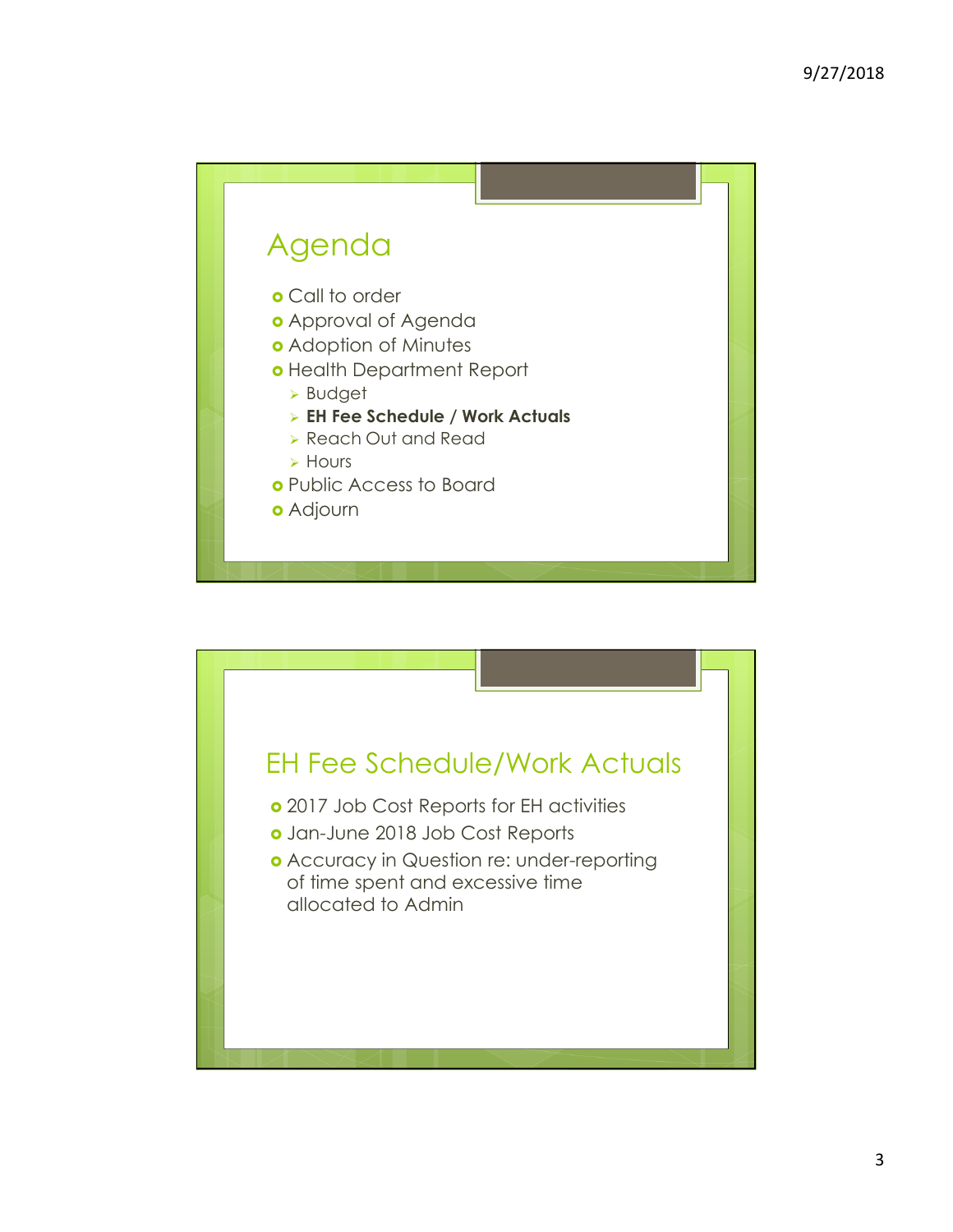## Agenda

- Call to order
- Approval of Agenda
- Adoption of Minutes
- Health Department Report
  - Budget
  - **EH Fee Schedule / Work Actuals**
  - Reach Out and Read
  - Hours
- Public Access to Board
- Adjourn

## EH Fee Schedule/Work Actuals

- 2017 Job Cost Reports for EH activities
- Jan-June 2018 Job Cost Reports
- Accuracy in Question re: under-reporting of time spent and excessive time allocated to Admin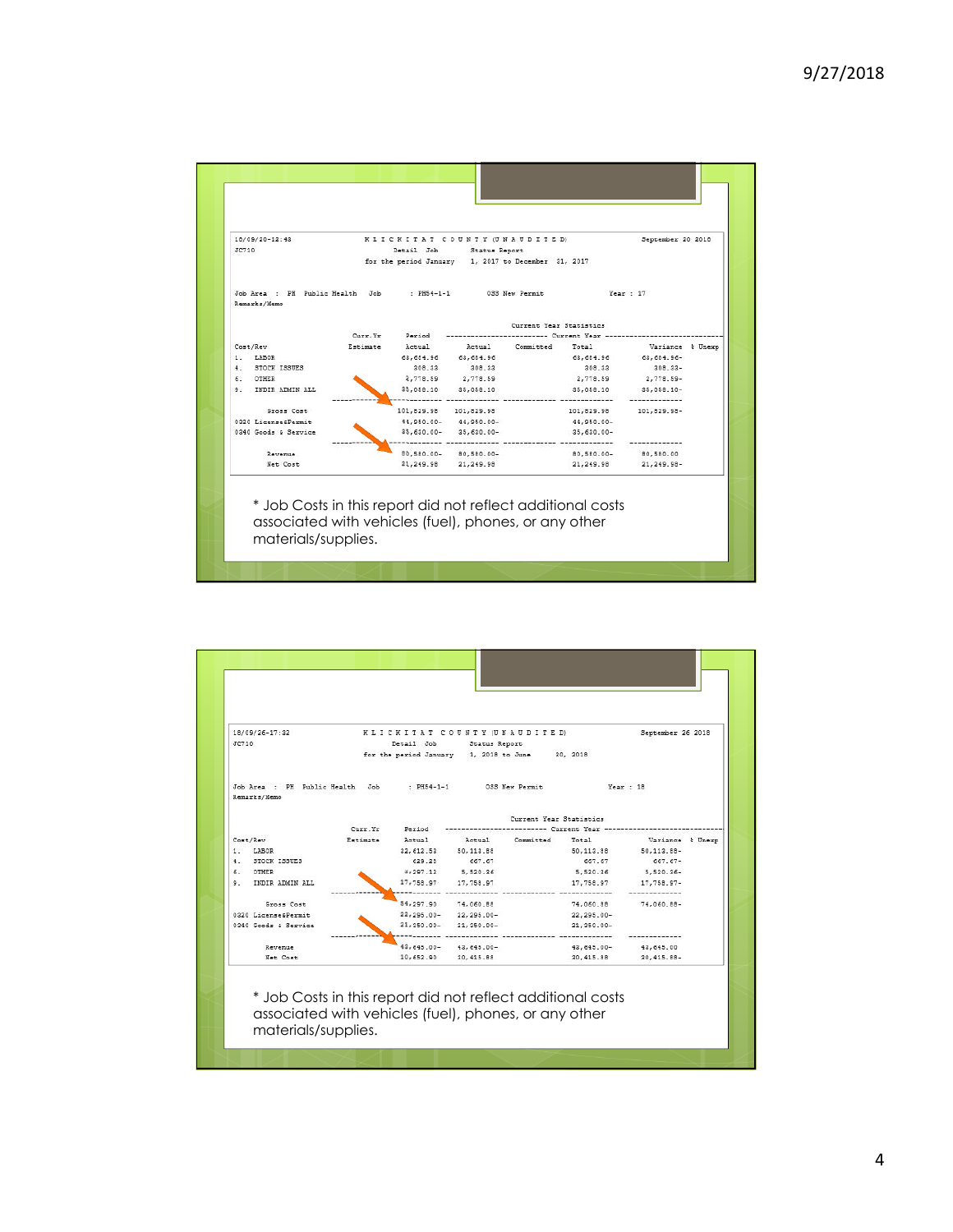18/09/20-12:48 KLICKITAT COUNTY (UNAUDITED) September 20 2018

JC710 Detail Job Status Report

for the period January 1, 2017 to December 31, 2017

Job Area : PH Public Health Job : PH54-1-1 OSS New Permit Year : 17

Remarks/Memo

| Cost/Rev | Curr.Yr Estimate | Period Actual | Actual | Committed | Total | Variance | % Unexp |
|---|---|---|---|---|---|---|---|
| 1. LABOR | | 63,684.96 | 63,684.96 | | 63,684.96 | 63,684.96- | |
| 4. STOCK ISSUES | | 308.33 | 308.33 | | 308.33 | 308.33- | |
| 6. OTHER | | 2,778.59 | 2,778.59 | | 2,778.59 | 2,778.59- | |
| 9. INDIR ADMIN ALL | | 35,058.10 | 35,058.10 | | 35,058.10 | 35,058.10- | |
| Gross Cost | | 101,829.98 | 101,829.98 | | 101,829.98 | 101,829.98- | |
| 0320 License&Permit | | 44,950.00- | 44,950.00- | | 44,950.00- | | |
| 0340 Goods & Service | | 35,630.00- | 35,630.00- | | 35,630.00- | | |
| Revenue | | 80,580.00- | 80,580.00- | | 80,580.00- | 80,580.00 | |
| Net Cost | | 21,249.98 | 21,249.98 | | 21,249.98 | 21,249.98- | |

* Job Costs in this report did not reflect additional costs associated with vehicles (fuel), phones, or any other materials/supplies.

18/09/26-17:32 KLICKITAT COUNTY (UNAUDITED) September 26 2018

JC710 Detail Job Status Report

for the period January 1, 2018 to June 30, 2018

Job Area : PH Public Health Job : PH54-1-1 OSS New Permit Year : 18

Remarks/Memo

| Cost/Rev | Curr.Yr Estimate | Period Actual | Actual | Committed | Total | Variance | % Unexp |
|---|---|---|---|---|---|---|---|
| 1. LABOR | | 32,612.53 | 50,113.88 | | 50,113.88 | 50,113.88- | |
| 4. STOCK ISSUES | | 629.25 | 667.67 | | 667.67 | 667.67- | |
| 6. OTHER | | 4,297.12 | 5,520.36 | | 5,520.36 | 5,520.36- | |
| 9. INDIR ADMIN ALL | | 17,758.97 | 17,758.97 | | 17,758.97 | 17,758.97- | |
| Gross Cost | | 54,297.90 | 74,060.88 | | 74,060.88 | 74,060.88- | |
| 0320 License&Permit | | 22,295.00- | 22,295.00- | | 22,295.00- | | |
| 0340 Goods & Service | | 21,350.00- | 21,350.00- | | 21,350.00- | | |
| Revenue | | 43,645.00- | 43,645.00- | | 43,645.00- | 43,645.00 | |
| Net Cost | | 10,652.90 | 30,415.88 | | 30,415.88 | 30,415.88- | |

* Job Costs in this report did not reflect additional costs associated with vehicles (fuel), phones, or any other materials/supplies.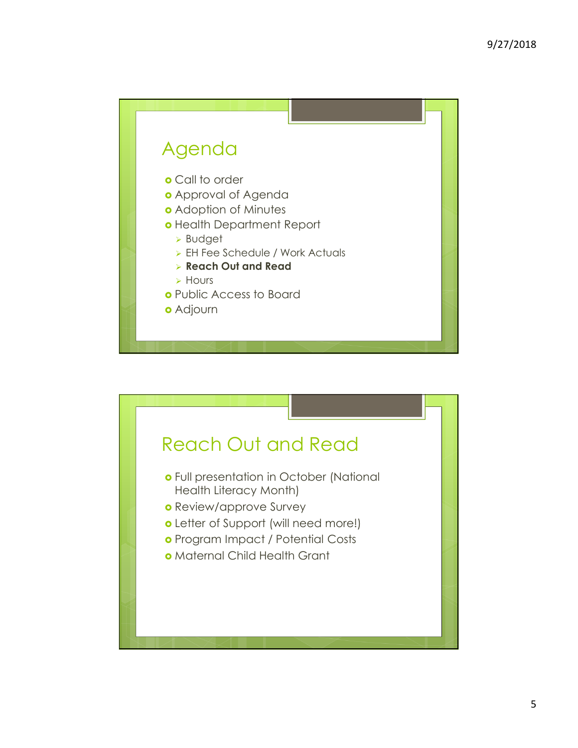## Agenda

- Call to order
- Approval of Agenda
- Adoption of Minutes
- Health Department Report
  - Budget
  - EH Fee Schedule / Work Actuals
  - **Reach Out and Read**
  - Hours
- Public Access to Board
- Adjourn

## Reach Out and Read

- Full presentation in October (National Health Literacy Month)
- Review/approve Survey
- Letter of Support (will need more!)
- Program Impact / Potential Costs
- Maternal Child Health Grant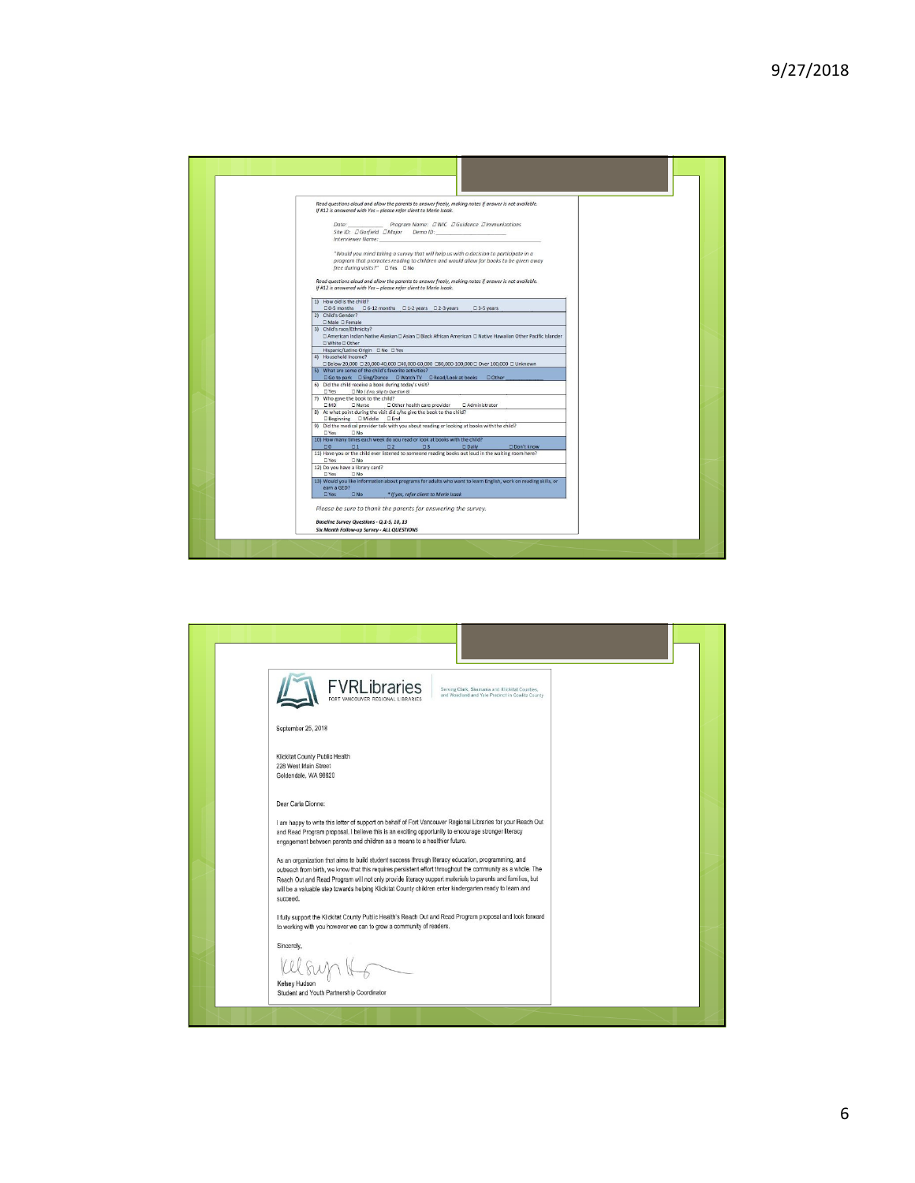Read questions aloud and allow the parents to answer freely, making notes if answer is not available. If #12 is answered with Yes – please refer client to Merle Isaak.

Date: ____________ Program Name: ☐ WIC ☐ Guidance ☐ Immunizations
Site ID: ☐ Garfield ☐ Major Demo ID: ____________
Interviewer Name: ____________

"Would you mind taking a survey that will help us with a decision to participate in a program that promotes reading to children and would allow for books to be given away free during visits?" ☐ Yes ☐ No

Read questions aloud and allow the parents to answer freely, making notes if answer is not available. If #12 is answered with Yes – please refer client to Merle Isaak.

| |
|---|
| 1) How old is the child? ☐ 0-5 months ☐ 6-12 months ☐ 1-2 years ☐ 2-3 years ☐ 3-5 years |
| 2) Child's Gender? ☐ Male ☐ Female |
| 3) Child's race/Ethnicity? ☐ American Indian Native Alaskan ☐ Asian ☐ Black African American ☐ Native Hawaiian Other Pacific Islander ☐ White ☐ Other; Hispanic/Latino Origin ☐ No ☐ Yes |
| 4) Household Income? ☐ Below 20,000 ☐ 20,000-40,000 ☐ 40,000-60,000 ☐ 80,000-100,000 ☐ Over 100,000 ☐ Unknown |
| 5) What are some of the child's favorite activities? ☐ Go to park ☐ Sing/Dance ☐ Watch TV ☐ Read/Look at books ☐ Other ______ |
| 6) Did the child receive a book during today's visit? ☐ Yes ☐ No (if no, skip to Question 9) |
| 7) Who gave the book to the child? ☐ MD ☐ Nurse ☐ Other health care provider ☐ Administrator |
| 8) At what point during the visit did s/he give the book to the child? ☐ Beginning ☐ Middle ☐ End |
| 9) Did the medical provider talk with you about reading or looking at books with the child? ☐ Yes ☐ No |
| 10) How many times each week do you read or look at books with the child? ☐ 0 ☐ 1 ☐ 2 ☐ 3 ☐ Daily ☐ Don't know |
| 11) Have you or the child ever listened to someone reading books out loud in the waiting room here? ☐ Yes ☐ No |
| 12) Do you have a library card? ☐ Yes ☐ No |
| 13) Would you like information about programs for adults who want to learn English, work on reading skills, or earn a GED? ☐ Yes ☐ No * If yes, refer client to Merle Isaak |

Please be sure to thank the parents for answering the survey.

**Baseline Survey Questions - Q.1-5, 10, 13**
**Six Month Follow-up Survey - ALL QUESTIONS**

---

**FVRLibraries** FORT VANCOUVER REGIONAL LIBRARIES — Serving Clark, Skamania and Klickitat Counties, and Woodland and Yale Precinct in Cowlitz County

September 25, 2018

Klickitat County Public Health
228 West Main Street
Goldendale, WA 98620

Dear Carla Dionne:

I am happy to write this letter of support on behalf of Fort Vancouver Regional Libraries for your Reach Out and Read Program proposal. I believe this is an exciting opportunity to encourage stronger literacy engagement between parents and children as a means to a healthier future.

As an organization that aims to build student success through literacy education, programming, and outreach from birth, we know that this requires persistent effort throughout the community as a whole. The Reach Out and Read Program will not only provide literacy support materials to parents and families, but will be a valuable step towards helping Klickitat County children enter kindergarten ready to learn and succeed.

I fully support the Klickitat County Public Health's Reach Out and Read Program proposal and look forward to working with you however we can to grow a community of readers.

Sincerely,

Kelsey Hudson
Student and Youth Partnership Coordinator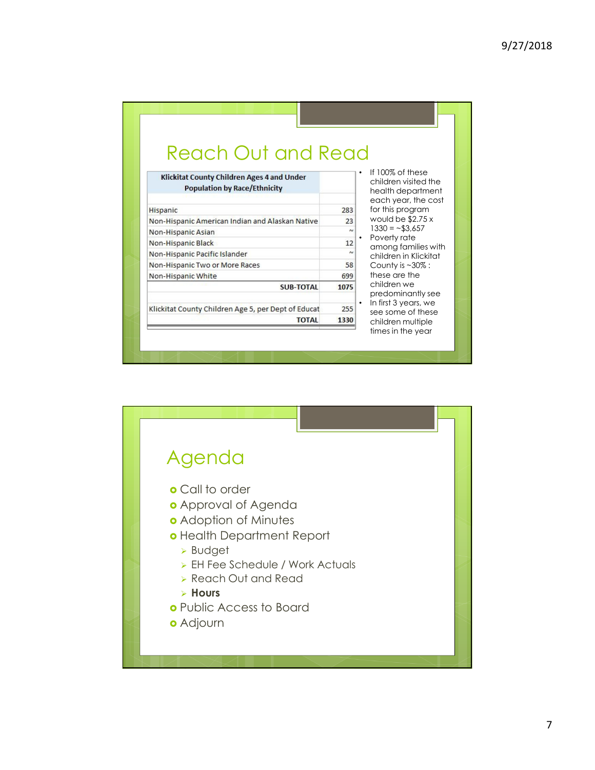## Reach Out and Read

| Klickitat County Children Ages 4 and Under Population by Race/Ethnicity | |
|---|---|
| | |
| Hispanic | 283 |
| Non-Hispanic American Indian and Alaskan Native | 23 |
| Non-Hispanic Asian | ~ |
| Non-Hispanic Black | 12 |
| Non-Hispanic Pacific Islander | ~ |
| Non-Hispanic Two or More Races | 58 |
| Non-Hispanic White | 699 |
| **SUB-TOTAL** | **1075** |
| | |
| Klickitat County Children Age 5, per Dept of Educat | 255 |
| **TOTAL** | **1330** |

- If 100% of these children visited the health department each year, the cost for this program would be $2.75 x 1330 = ~$3,657
- Poverty rate among families with children in Klickitat County is ~30% : these are the children we predominantly see
- In first 3 years, we see some of these children multiple times in the year

## Agenda

- Call to order
- Approval of Agenda
- Adoption of Minutes
- Health Department Report
  - Budget
  - EH Fee Schedule / Work Actuals
  - Reach Out and Read
  - **Hours**
- Public Access to Board
- Adjourn